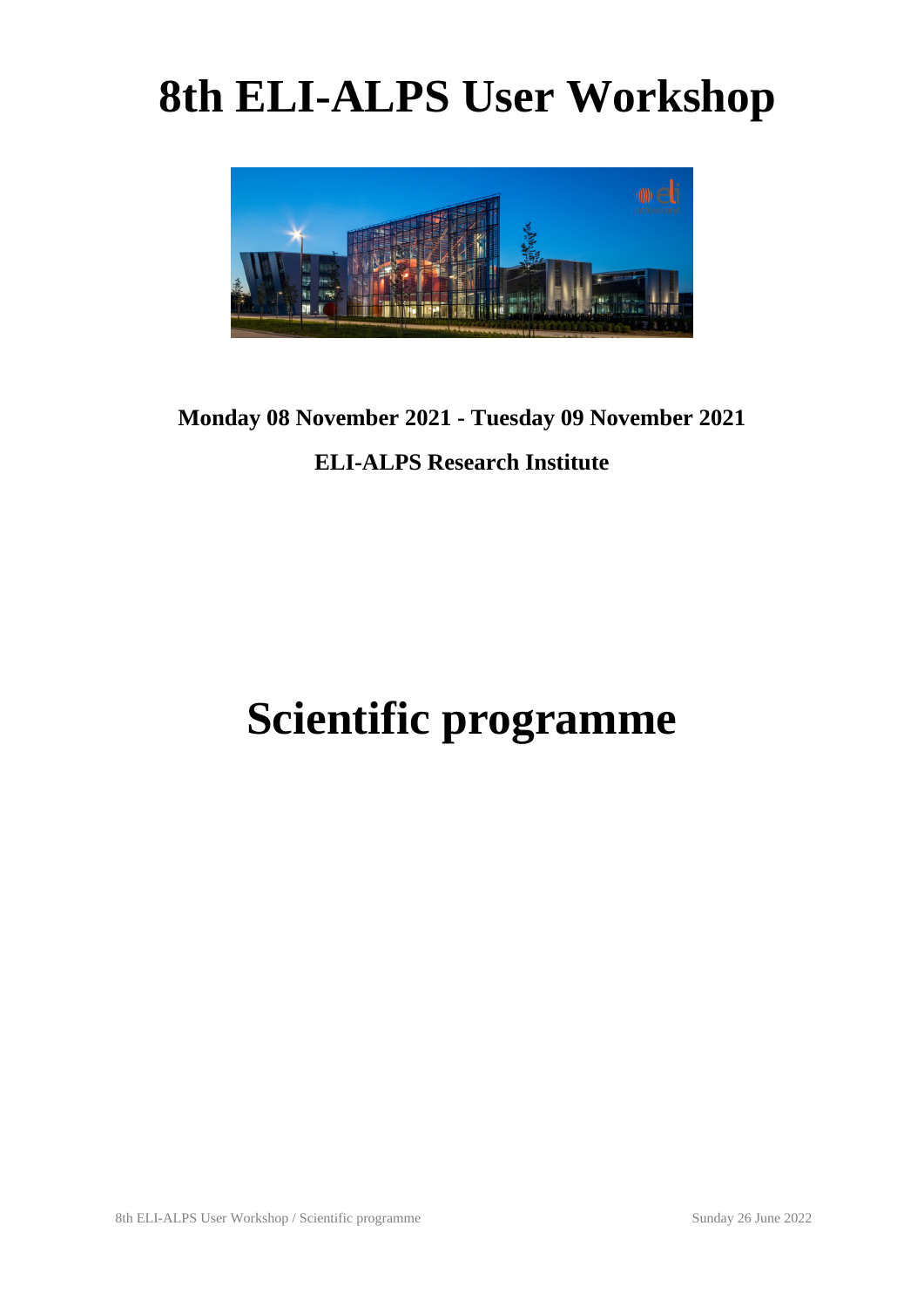# 8th ELI-ALPS User Workshop

**Monday 08 November 2021 - Tuesday 09 November 2021**

**ELI-ALPS Research Institute**

# Scientific programme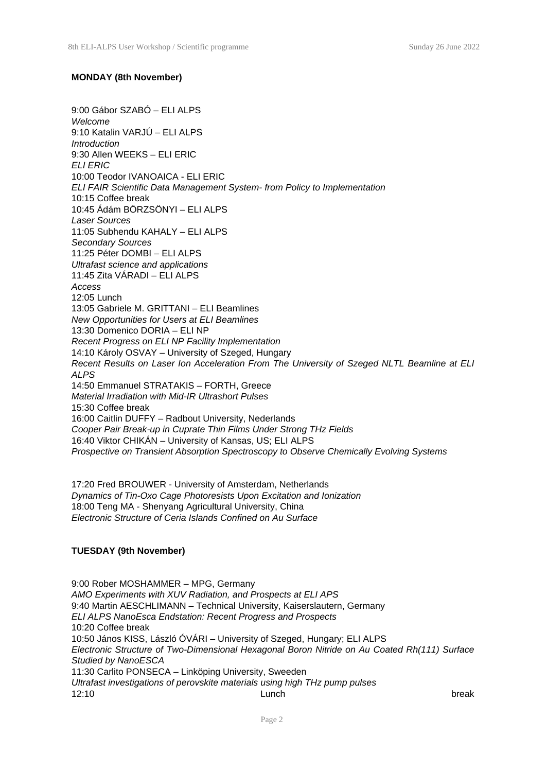**MONDAY (8th November)**

9:00 Gábor SZABÓ – ELI ALPS
*Welcome*
9:10 Katalin VARJÚ – ELI ALPS
*Introduction*
9:30 Allen WEEKS – ELI ERIC
*ELI ERIC*
10:00 Teodor IVANOAICA - ELI ERIC
*ELI FAIR Scientific Data Management System- from Policy to Implementation*
10:15 Coffee break
10:45 Ádám BÖRZSÖNYI – ELI ALPS
*Laser Sources*
11:05 Subhendu KAHALY – ELI ALPS
*Secondary Sources*
11:25 Péter DOMBI – ELI ALPS
*Ultrafast science and applications*
11:45 Zita VÁRADI – ELI ALPS
*Access*
12:05 Lunch
13:05 Gabriele M. GRITTANI – ELI Beamlines
*New Opportunities for Users at ELI Beamlines*
13:30 Domenico DORIA – ELI NP
*Recent Progress on ELI NP Facility Implementation*
14:10 Károly OSVAY – University of Szeged, Hungary
*Recent Results on Laser Ion Acceleration From The University of Szeged NLTL Beamline at ELI ALPS*
14:50 Emmanuel STRATAKIS – FORTH, Greece
*Material Irradiation with Mid-IR Ultrashort Pulses*
15:30 Coffee break
16:00 Caitlin DUFFY – Radbout University, Nederlands
*Cooper Pair Break-up in Cuprate Thin Films Under Strong THz Fields*
16:40 Viktor CHIKÁN – University of Kansas, US; ELI ALPS
*Prospective on Transient Absorption Spectroscopy to Observe Chemically Evolving Systems*

17:20 Fred BROUWER - University of Amsterdam, Netherlands
*Dynamics of Tin-Oxo Cage Photoresists Upon Excitation and Ionization*
18:00 Teng MA - Shenyang Agricultural University, China
*Electronic Structure of Ceria Islands Confined on Au Surface*

**TUESDAY (9th November)**

9:00 Rober MOSHAMMER – MPG, Germany
*AMO Experiments with XUV Radiation, and Prospects at ELI APS*
9:40 Martin AESCHLIMANN – Technical University, Kaiserslautern, Germany
*ELI ALPS NanoEsca Endstation: Recent Progress and Prospects*
10:20 Coffee break
10:50 János KISS, László ÓVÁRI – University of Szeged, Hungary; ELI ALPS
*Electronic Structure of Two-Dimensional Hexagonal Boron Nitride on Au Coated Rh(111) Surface Studied by NanoESCA*
11:30 Carlito PONSECA – Linköping University, Sweeden
*Ultrafast investigations of perovskite materials using high THz pump pulses*
12:10 Lunch break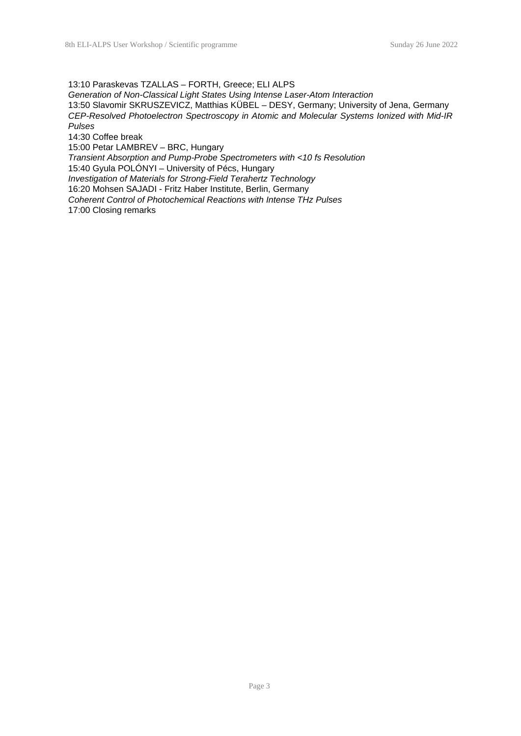13:10 Paraskevas TZALLAS – FORTH, Greece; ELI ALPS
*Generation of Non-Classical Light States Using Intense Laser-Atom Interaction*
13:50 Slavomir SKRUSZEVICZ, Matthias KÜBEL – DESY, Germany; University of Jena, Germany
*CEP-Resolved Photoelectron Spectroscopy in Atomic and Molecular Systems Ionized with Mid-IR Pulses*
14:30 Coffee break
15:00 Petar LAMBREV – BRC, Hungary
*Transient Absorption and Pump-Probe Spectrometers with <10 fs Resolution*
15:40 Gyula POLÓNYI – University of Pécs, Hungary
*Investigation of Materials for Strong-Field Terahertz Technology*
16:20 Mohsen SAJADI - Fritz Haber Institute, Berlin, Germany
*Coherent Control of Photochemical Reactions with Intense THz Pulses*
17:00 Closing remarks